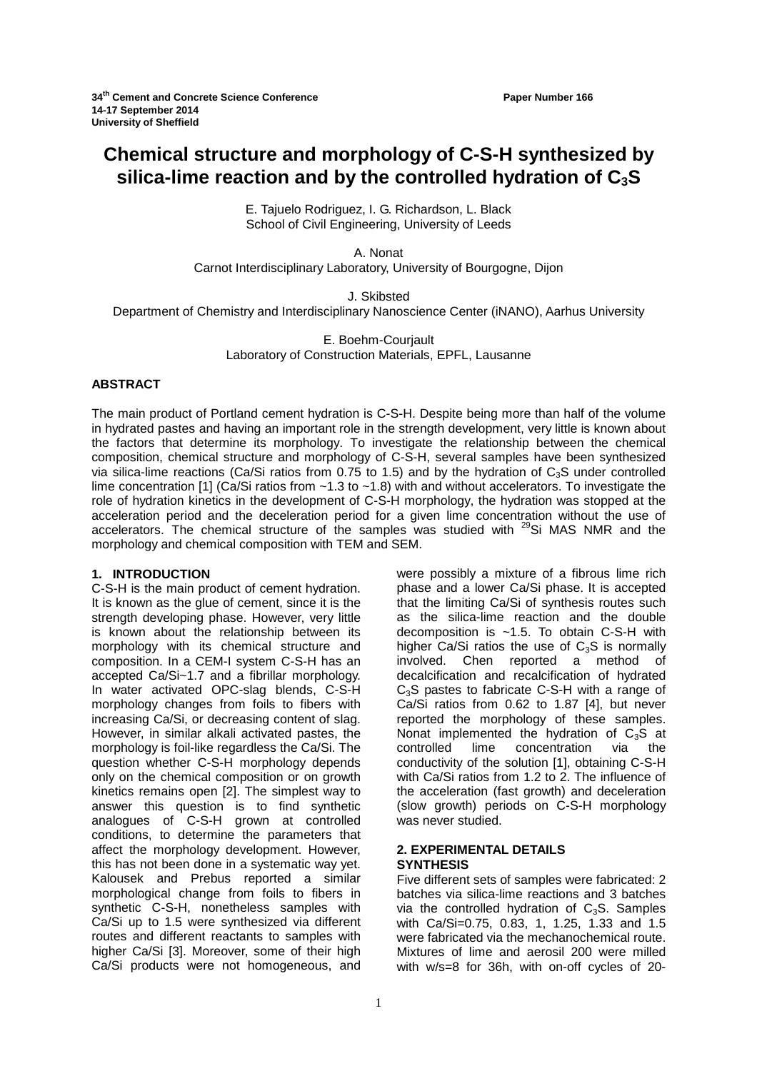# Chemical structure and morphology of C-S-H synthesized by silica-lime reaction and by the controlled hydration of $C_3S$

E. Tajuelo Rodriguez, I. G. Richardson, L. Black
School of Civil Engineering, University of Leeds

A. Nonat
Carnot Interdisciplinary Laboratory, University of Bourgogne, Dijon

J. Skibsted
Department of Chemistry and Interdisciplinary Nanoscience Center (iNANO), Aarhus University

E. Boehm-Courjault
Laboratory of Construction Materials, EPFL, Lausanne

## ABSTRACT

The main product of Portland cement hydration is C-S-H. Despite being more than half of the volume in hydrated pastes and having an important role in the strength development, very little is known about the factors that determine its morphology. To investigate the relationship between the chemical composition, chemical structure and morphology of C-S-H, several samples have been synthesized via silica-lime reactions (Ca/Si ratios from 0.75 to 1.5) and by the hydration of $C_3S$ under controlled lime concentration [1] (Ca/Si ratios from ~1.3 to ~1.8) with and without accelerators. To investigate the role of hydration kinetics in the development of C-S-H morphology, the hydration was stopped at the acceleration period and the deceleration period for a given lime concentration without the use of accelerators. The chemical structure of the samples was studied with $^{29}$Si MAS NMR and the morphology and chemical composition with TEM and SEM.

## 1. INTRODUCTION

C-S-H is the main product of cement hydration. It is known as the glue of cement, since it is the strength developing phase. However, very little is known about the relationship between its morphology with its chemical structure and composition. In a CEM-I system C-S-H has an accepted Ca/Si~1.7 and a fibrillar morphology. In water activated OPC-slag blends, C-S-H morphology changes from foils to fibers with increasing Ca/Si, or decreasing content of slag. However, in similar alkali activated pastes, the morphology is foil-like regardless the Ca/Si. The question whether C-S-H morphology depends only on the chemical composition or on growth kinetics remains open [2]. The simplest way to answer this question is to find synthetic analogues of C-S-H grown at controlled conditions, to determine the parameters that affect the morphology development. However, this has not been done in a systematic way yet. Kalousek and Prebus reported a similar morphological change from foils to fibers in synthetic C-S-H, nonetheless samples with Ca/Si up to 1.5 were synthesized via different routes and different reactants to samples with higher Ca/Si [3]. Moreover, some of their high Ca/Si products were not homogeneous, and were possibly a mixture of a fibrous lime rich phase and a lower Ca/Si phase. It is accepted that the limiting Ca/Si of synthesis routes such as the silica-lime reaction and the double decomposition is ~1.5. To obtain C-S-H with higher Ca/Si ratios the use of $C_3S$ is normally involved. Chen reported a method of decalcification and recalcification of hydrated $C_3S$ pastes to fabricate C-S-H with a range of Ca/Si ratios from 0.62 to 1.87 [4], but never reported the morphology of these samples. Nonat implemented the hydration of $C_3S$ at controlled lime concentration via the conductivity of the solution [1], obtaining C-S-H with Ca/Si ratios from 1.2 to 2. The influence of the acceleration (fast growth) and deceleration (slow growth) periods on C-S-H morphology was never studied.

## 2. EXPERIMENTAL DETAILS

### SYNTHESIS

Five different sets of samples were fabricated: 2 batches via silica-lime reactions and 3 batches via the controlled hydration of $C_3S$. Samples with Ca/Si=0.75, 0.83, 1, 1.25, 1.33 and 1.5 were fabricated via the mechanochemical route. Mixtures of lime and aerosil 200 were milled with w/s=8 for 36h, with on-off cycles of 20-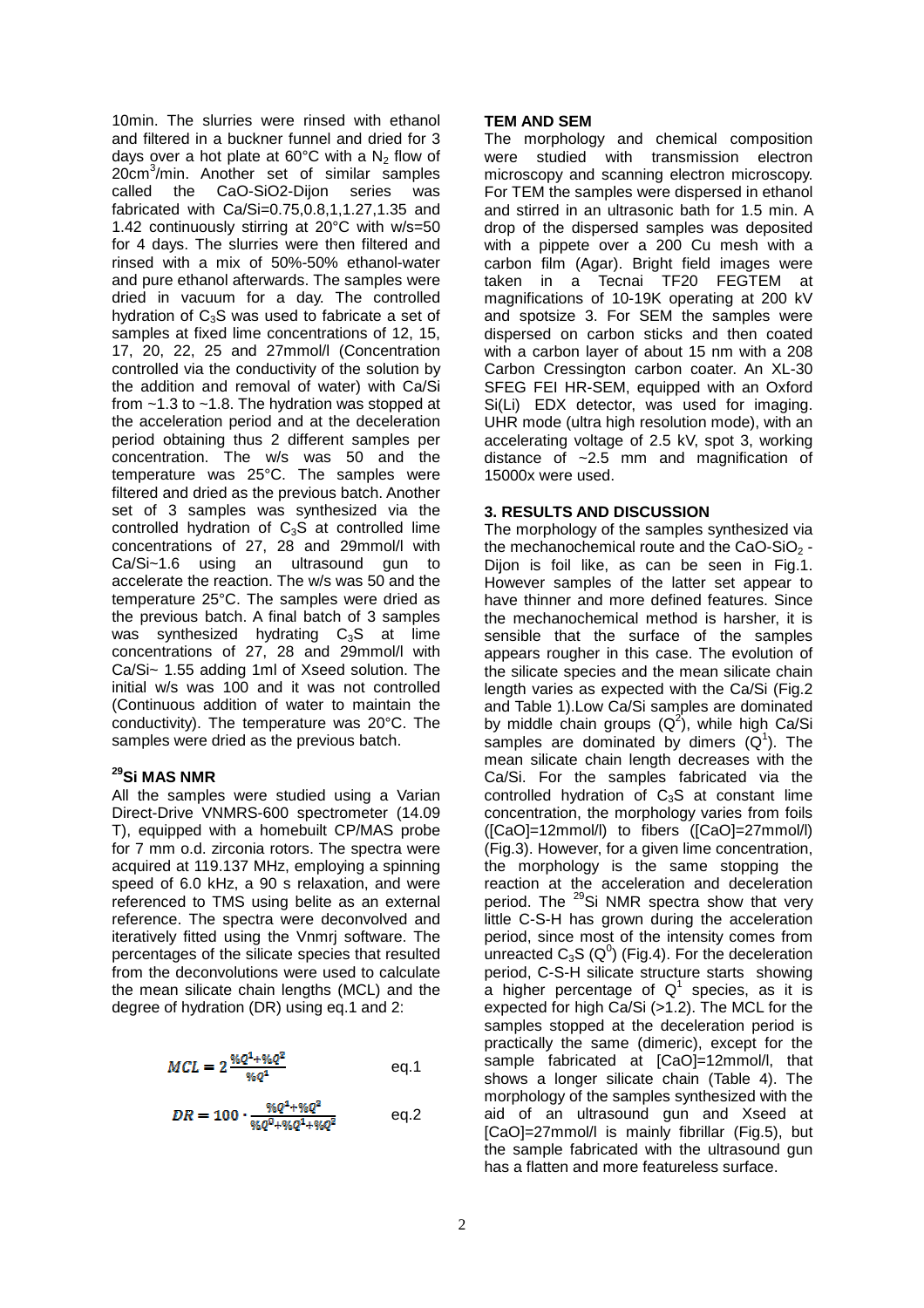10min. The slurries were rinsed with ethanol and filtered in a buckner funnel and dried for 3 days over a hot plate at 60°C with a $N_2$ flow of 20cm$^3$/min. Another set of similar samples called the CaO-SiO2-Dijon series was fabricated with Ca/Si=0.75,0.8,1,1.27,1.35 and 1.42 continuously stirring at 20°C with w/s=50 for 4 days. The slurries were then filtered and rinsed with a mix of 50%-50% ethanol-water and pure ethanol afterwards. The samples were dried in vacuum for a day. The controlled hydration of $C_3S$ was used to fabricate a set of samples at fixed lime concentrations of 12, 15, 17, 20, 22, 25 and 27mmol/l (Concentration controlled via the conductivity of the solution by the addition and removal of water) with Ca/Si from ~1.3 to ~1.8. The hydration was stopped at the acceleration period and at the deceleration period obtaining thus 2 different samples per concentration. The w/s was 50 and the temperature was 25°C. The samples were filtered and dried as the previous batch. Another set of 3 samples was synthesized via the controlled hydration of $C_3S$ at controlled lime concentrations of 27, 28 and 29mmol/l with Ca/Si~1.6 using an ultrasound gun to accelerate the reaction. The w/s was 50 and the temperature 25°C. The samples were dried as the previous batch. A final batch of 3 samples was synthesized hydrating $C_3S$ at lime concentrations of 27, 28 and 29mmol/l with Ca/Si~ 1.55 adding 1ml of Xseed solution. The initial w/s was 100 and it was not controlled (Continuous addition of water to maintain the conductivity). The temperature was 20°C. The samples were dried as the previous batch.

### $^{29}$Si MAS NMR

All the samples were studied using a Varian Direct-Drive VNMRS-600 spectrometer (14.09 T), equipped with a homebuilt CP/MAS probe for 7 mm o.d. zirconia rotors. The spectra were acquired at 119.137 MHz, employing a spinning speed of 6.0 kHz, a 90 s relaxation, and were referenced to TMS using belite as an external reference. The spectra were deconvolved and iteratively fitted using the Vnmrj software. The percentages of the silicate species that resulted from the deconvolutions were used to calculate the mean silicate chain lengths (MCL) and the degree of hydration (DR) using eq.1 and 2:

$$MCL = 2\frac{\%Q^1+\%Q^2}{\%Q^1} \qquad \text{eq.1}$$

$$DR = 100 \cdot \frac{\%Q^1+\%Q^2}{\%Q^0+\%Q^1+\%Q^2} \qquad \text{eq.2}$$

### TEM AND SEM

The morphology and chemical composition were studied with transmission electron microscopy and scanning electron microscopy. For TEM the samples were dispersed in ethanol and stirred in an ultrasonic bath for 1.5 min. A drop of the dispersed samples was deposited with a pippete over a 200 Cu mesh with a carbon film (Agar). Bright field images were taken in a Tecnai TF20 FEGTEM at magnifications of 10-19K operating at 200 kV and spotsize 3. For SEM the samples were dispersed on carbon sticks and then coated with a carbon layer of about 15 nm with a 208 Carbon Cressington carbon coater. An XL-30 SFEG FEI HR-SEM, equipped with an Oxford Si(Li) EDX detector, was used for imaging. UHR mode (ultra high resolution mode), with an accelerating voltage of 2.5 kV, spot 3, working distance of ~2.5 mm and magnification of 15000x were used.

## 3. RESULTS AND DISCUSSION

The morphology of the samples synthesized via the mechanochemical route and the $CaO\text{-}SiO_2$ - Dijon is foil like, as can be seen in Fig.1. However samples of the latter set appear to have thinner and more defined features. Since the mechanochemical method is harsher, it is sensible that the surface of the samples appears rougher in this case. The evolution of the silicate species and the mean silicate chain length varies as expected with the Ca/Si (Fig.2 and Table 1).Low Ca/Si samples are dominated by middle chain groups ($Q^2$), while high Ca/Si samples are dominated by dimers ($Q^1$). The mean silicate chain length decreases with the Ca/Si. For the samples fabricated via the controlled hydration of $C_3S$ at constant lime concentration, the morphology varies from foils ([CaO]=12mmol/l) to fibers ([CaO]=27mmol/l) (Fig.3). However, for a given lime concentration, the morphology is the same stopping the reaction at the acceleration and deceleration period. The $^{29}$Si NMR spectra show that very little C-S-H has grown during the acceleration period, since most of the intensity comes from unreacted $C_3S$ ($Q^0$) (Fig.4). For the deceleration period, C-S-H silicate structure starts showing a higher percentage of $Q^1$ species, as it is expected for high Ca/Si (>1.2). The MCL for the samples stopped at the deceleration period is practically the same (dimeric), except for the sample fabricated at [CaO]=12mmol/l, that shows a longer silicate chain (Table 4). The morphology of the samples synthesized with the aid of an ultrasound gun and Xseed at [CaO]=27mmol/l is mainly fibrillar (Fig.5), but the sample fabricated with the ultrasound gun has a flatten and more featureless surface.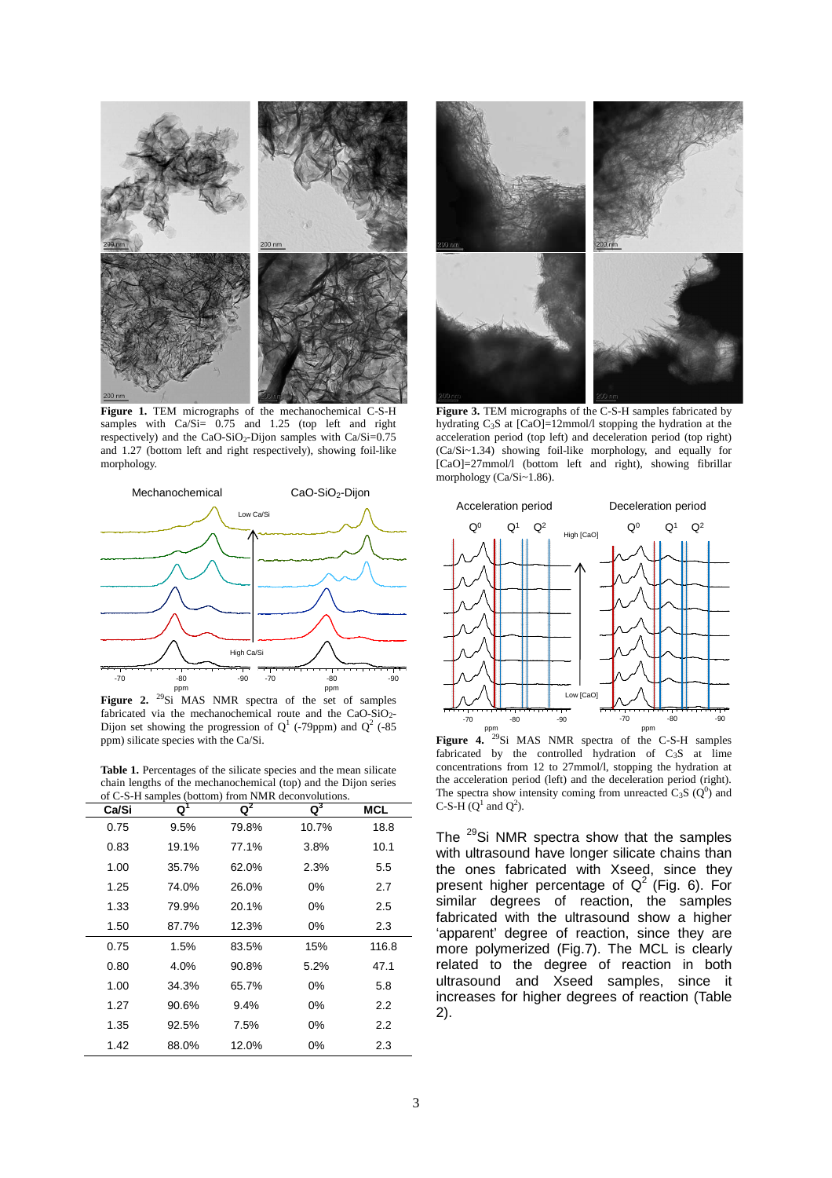**Figure 1.** TEM micrographs of the mechanochemical C-S-H samples with Ca/Si= 0.75 and 1.25 (top left and right respectively) and the $CaO$-$SiO_2$-Dijon samples with Ca/Si=0.75 and 1.27 (bottom left and right respectively), showing foil-like morphology.

**Figure 2.** $^{29}Si$ MAS NMR spectra of the set of samples fabricated via the mechanochemical route and the $CaO$-$SiO_2$-Dijon set showing the progression of $Q^1$ (-79ppm) and $Q^2$ (-85 ppm) silicate species with the Ca/Si.

**Table 1.** Percentages of the silicate species and the mean silicate chain lengths of the mechanochemical (top) and the Dijon series of C-S-H samples (bottom) from NMR deconvolutions.

| Ca/Si | $Q^1$ | $Q^2$ | $Q^3$ | MCL |
|---|---|---|---|---|
| 0.75 | 9.5% | 79.8% | 10.7% | 18.8 |
| 0.83 | 19.1% | 77.1% | 3.8% | 10.1 |
| 1.00 | 35.7% | 62.0% | 2.3% | 5.5 |
| 1.25 | 74.0% | 26.0% | 0% | 2.7 |
| 1.33 | 79.9% | 20.1% | 0% | 2.5 |
| 1.50 | 87.7% | 12.3% | 0% | 2.3 |
| 0.75 | 1.5% | 83.5% | 15% | 116.8 |
| 0.80 | 4.0% | 90.8% | 5.2% | 47.1 |
| 1.00 | 34.3% | 65.7% | 0% | 5.8 |
| 1.27 | 90.6% | 9.4% | 0% | 2.2 |
| 1.35 | 92.5% | 7.5% | 0% | 2.2 |
| 1.42 | 88.0% | 12.0% | 0% | 2.3 |

**Figure 3.** TEM micrographs of the C-S-H samples fabricated by hydrating $C_3S$ at [CaO]=12mmol/l stopping the hydration at the acceleration period (top left) and deceleration period (top right) (Ca/Si~1.34) showing foil-like morphology, and equally for [CaO]=27mmol/l (bottom left and right), showing fibrillar morphology (Ca/Si~1.86).

**Figure 4.** $^{29}Si$ MAS NMR spectra of the C-S-H samples fabricated by the controlled hydration of $C_3S$ at lime concentrations from 12 to 27mmol/l, stopping the hydration at the acceleration period (left) and the deceleration period (right). The spectra show intensity coming from unreacted $C_3S$ ($Q^0$) and C-S-H ($Q^1$ and $Q^2$).

The $^{29}Si$ NMR spectra show that the samples with ultrasound have longer silicate chains than the ones fabricated with Xseed, since they present higher percentage of $Q^2$ (Fig. 6). For similar degrees of reaction, the samples fabricated with the ultrasound show a higher 'apparent' degree of reaction, since they are more polymerized (Fig.7). The MCL is clearly related to the degree of reaction in both ultrasound and Xseed samples, since it increases for higher degrees of reaction (Table 2).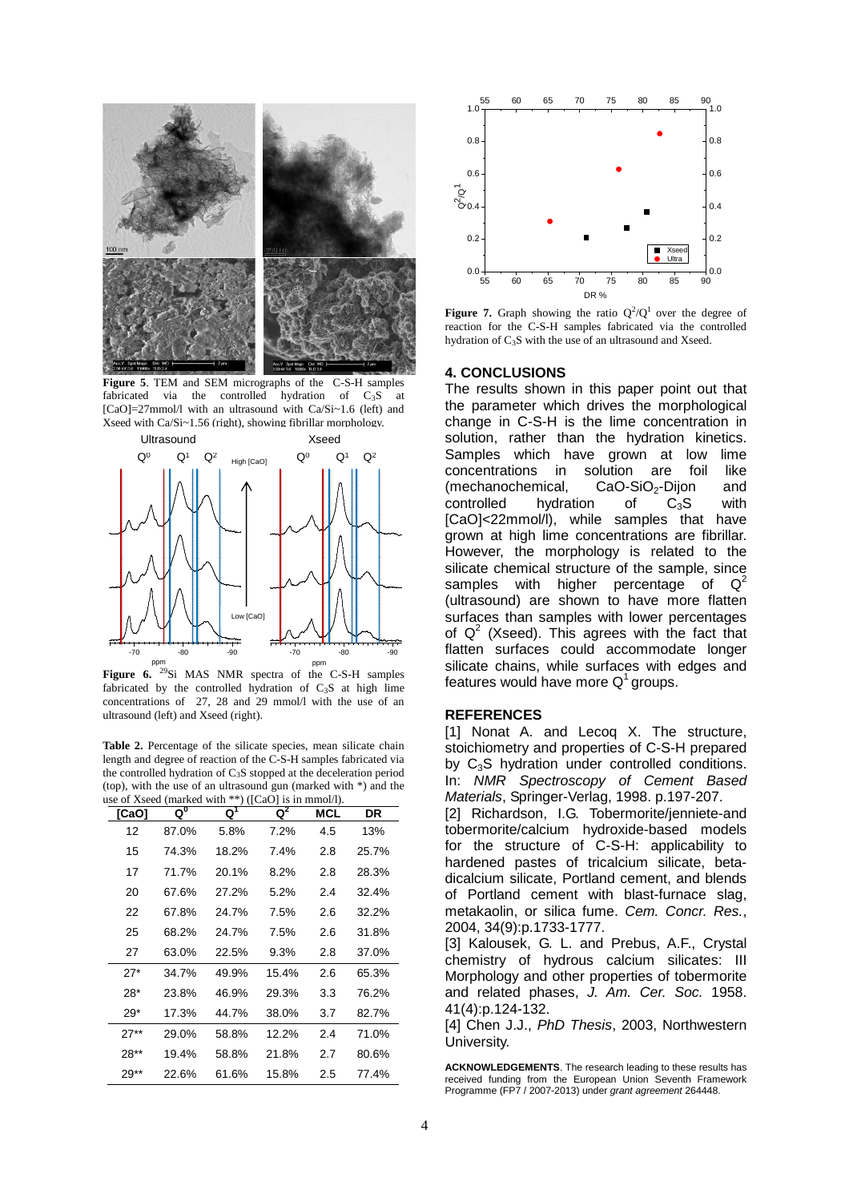**Figure 5**. TEM and SEM micrographs of the C-S-H samples fabricated via the controlled hydration of $C_3S$ at [CaO]=27mmol/l with an ultrasound with Ca/Si~1.6 (left) and Xseed with Ca/Si~1.56 (right), showing fibrillar morphology.

Ultrasound
Xseed
$Q^0$ $Q^1$ $Q^2$
High [CaO]
Low [CaO]
-70 -80 -90
ppm

**Figure 6.** $^{29}Si$ MAS NMR spectra of the C-S-H samples fabricated by the controlled hydration of $C_3S$ at high lime concentrations of 27, 28 and 29 mmol/l with the use of an ultrasound (left) and Xseed (right).

**Table 2.** Percentage of the silicate species, mean silicate chain length and degree of reaction of the C-S-H samples fabricated via the controlled hydration of $C_3S$ stopped at the deceleration period (top), with the use of an ultrasound gun (marked with *) and the use of Xseed (marked with **) ([CaO] is in mmol/l).

| [CaO] | $Q^0$ | $Q^1$ | $Q^2$ | MCL | DR |
|---|---|---|---|---|---|
| 12 | 87.0% | 5.8% | 7.2% | 4.5 | 13% |
| 15 | 74.3% | 18.2% | 7.4% | 2.8 | 25.7% |
| 17 | 71.7% | 20.1% | 8.2% | 2.8 | 28.3% |
| 20 | 67.6% | 27.2% | 5.2% | 2.4 | 32.4% |
| 22 | 67.8% | 24.7% | 7.5% | 2.6 | 32.2% |
| 25 | 68.2% | 24.7% | 7.5% | 2.6 | 31.8% |
| 27 | 63.0% | 22.5% | 9.3% | 2.8 | 37.0% |
| 27* | 34.7% | 49.9% | 15.4% | 2.6 | 65.3% |
| 28* | 23.8% | 46.9% | 29.3% | 3.3 | 76.2% |
| 29* | 17.3% | 44.7% | 38.0% | 3.7 | 82.7% |
| 27** | 29.0% | 58.8% | 12.2% | 2.4 | 71.0% |
| 28** | 19.4% | 58.8% | 21.8% | 2.7 | 80.6% |
| 29** | 22.6% | 61.6% | 15.8% | 2.5 | 77.4% |

$Q^2/Q^1$
DR %
55 60 65 70 75 80 85 90
0.0 0.2 0.4 0.6 0.8 1.0
Xseed
Ultra

**Figure 7.** Graph showing the ratio $Q^2/Q^1$ over the degree of reaction for the C-S-H samples fabricated via the controlled hydration of $C_3S$ with the use of an ultrasound and Xseed.

## 4. CONCLUSIONS

The results shown in this paper point out that the parameter which drives the morphological change in C-S-H is the lime concentration in solution, rather than the hydration kinetics. Samples which have grown at low lime concentrations in solution are foil like (mechanochemical, $CaO$-$SiO_2$-Dijon and controlled hydration of $C_3S$ with [CaO]<22mmol/l), while samples that have grown at high lime concentrations are fibrillar. However, the morphology is related to the silicate chemical structure of the sample, since samples with higher percentage of $Q^2$ (ultrasound) are shown to have more flatten surfaces than samples with lower percentages of $Q^2$ (Xseed). This agrees with the fact that flatten surfaces could accommodate longer silicate chains, while surfaces with edges and features would have more $Q^1$ groups.

## REFERENCES

[1] Nonat A. and Lecoq X. The structure, stoichiometry and properties of C-S-H prepared by $C_3S$ hydration under controlled conditions. In: *NMR Spectroscopy of Cement Based Materials*, Springer-Verlag, 1998. p.197-207.

[2] Richardson, I.G. Tobermorite/jenniete-and tobermorite/calcium hydroxide-based models for the structure of C-S-H: applicability to hardened pastes of tricalcium silicate, beta-dicalcium silicate, Portland cement, and blends of Portland cement with blast-furnace slag, metakaolin, or silica fume. *Cem. Concr. Res.*, 2004, 34(9):p.1733-1777.

[3] Kalousek, G. L. and Prebus, A.F., Crystal chemistry of hydrous calcium silicates: III Morphology and other properties of tobermorite and related phases, *J. Am. Cer. Soc.* 1958. 41(4):p.124-132.

[4] Chen J.J., *PhD Thesis*, 2003, Northwestern University.

**ACKNOWLEDGEMENTS**. The research leading to these results has received funding from the European Union Seventh Framework Programme (FP7 / 2007-2013) under *grant agreement* 264448.